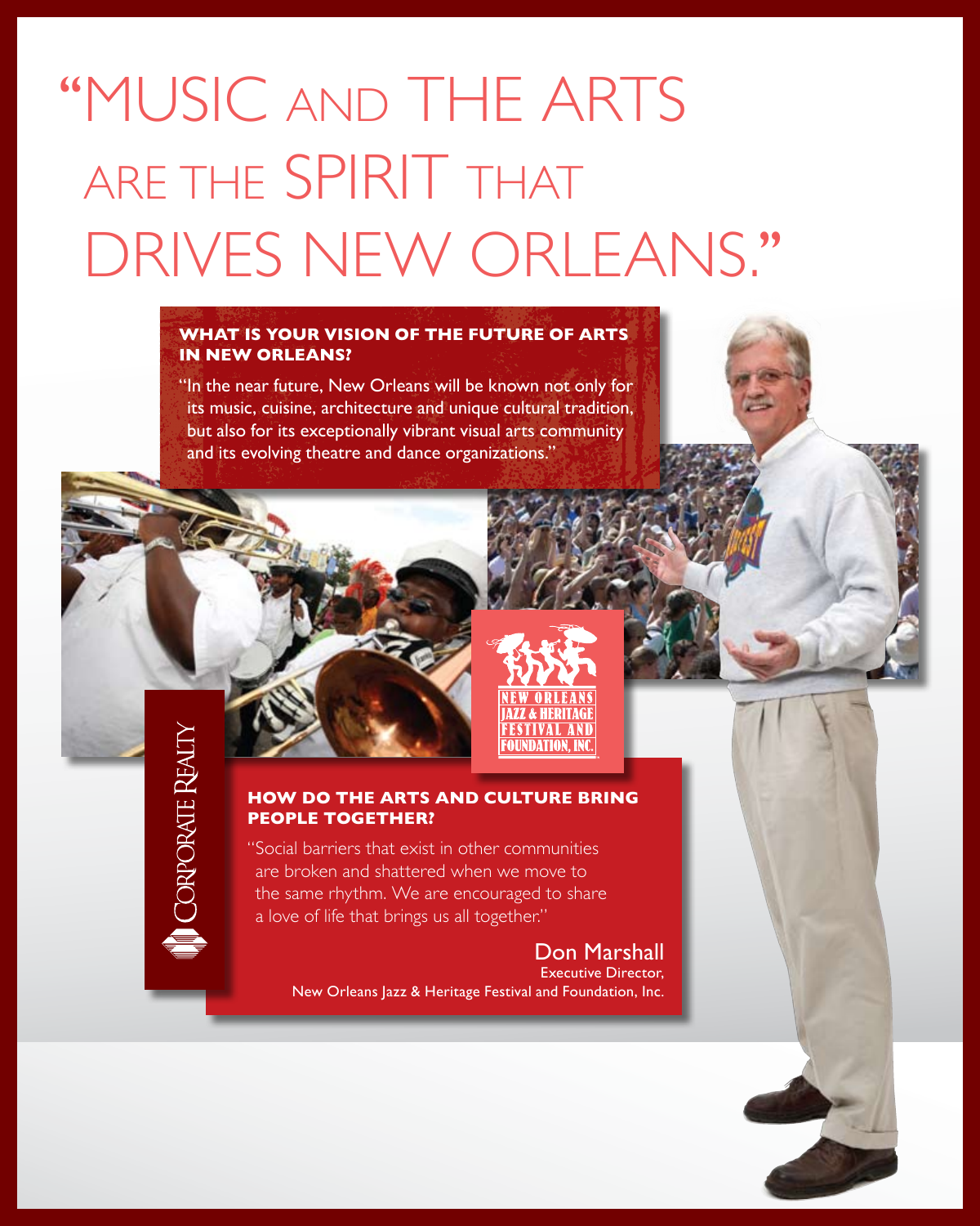# "MUSIC AND THE ARTS ARE THE SPIRIT THAT DRIVES NEW ORLEANS."

**WHAT IS YOUR VISION OF THE FUTURE OF ARTS IN NEW ORLEANS?**

"In the near future, New Orleans will be known not only for its music, cuisine, architecture and unique cultural tradition, but also for its exceptionally vibrant visual arts community and its evolving theatre and dance organizations."

NEW ORLEANS JAZZ & HERITAGE FESTIVAL AND FOUNDATION, INC.

CORPORATE REALTY

**HOW DO THE ARTS AND CULTURE BRING PEOPLE TOGETHER?**

"Social barriers that exist in other communities are broken and shattered when we move to the same rhythm. We are encouraged to share a love of life that brings us all together."

Don Marshall
Executive Director,
New Orleans Jazz & Heritage Festival and Foundation, Inc.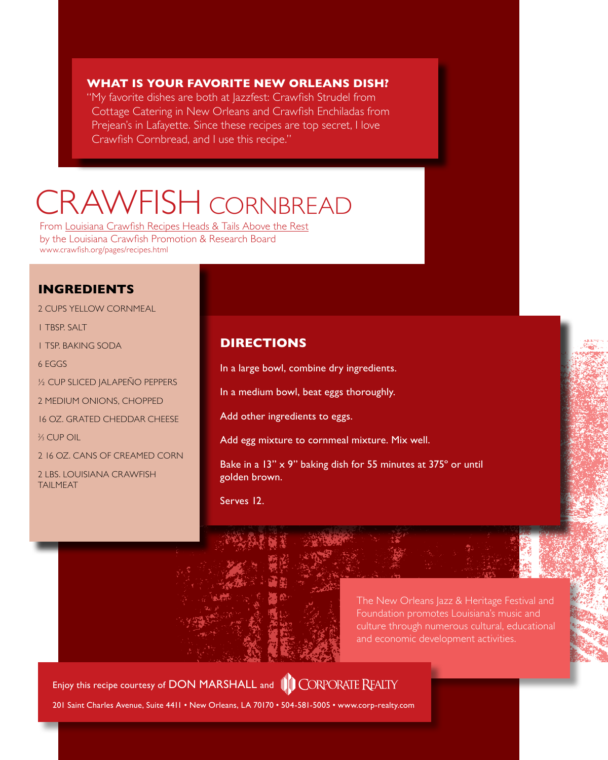## WHAT IS YOUR FAVORITE NEW ORLEANS DISH?

"My favorite dishes are both at Jazzfest: Crawfish Strudel from Cottage Catering in New Orleans and Crawfish Enchiladas from Prejean's in Lafayette. Since these recipes are top secret, I love Crawfish Cornbread, and I use this recipe."

# CRAWFISH CORNBREAD

From Louisiana Crawfish Recipes Heads & Tails Above the Rest
by the Louisiana Crawfish Promotion & Research Board
www.crawfish.org/pages/recipes.html

## INGREDIENTS

- 2 CUPS YELLOW CORNMEAL
- 1 TBSP. SALT
- 1 TSP. BAKING SODA
- 6 EGGS
- ½ CUP SLICED JALAPEÑO PEPPERS
- 2 MEDIUM ONIONS, CHOPPED
- 16 OZ. GRATED CHEDDAR CHEESE
- ⅔ CUP OIL
- 2 16 OZ. CANS OF CREAMED CORN
- 2 LBS. LOUISIANA CRAWFISH TAILMEAT

## DIRECTIONS

In a large bowl, combine dry ingredients.

In a medium bowl, beat eggs thoroughly.

Add other ingredients to eggs.

Add egg mixture to cornmeal mixture. Mix well.

Bake in a 13" x 9" baking dish for 55 minutes at 375° or until golden brown.

Serves 12.

The New Orleans Jazz & Heritage Festival and Foundation promotes Louisiana's music and culture through numerous cultural, educational and economic development activities.

Enjoy this recipe courtesy of DON MARSHALL and CORPORATE REALTY

201 Saint Charles Avenue, Suite 4411 • New Orleans, LA 70170 • 504-581-5005 • www.corp-realty.com